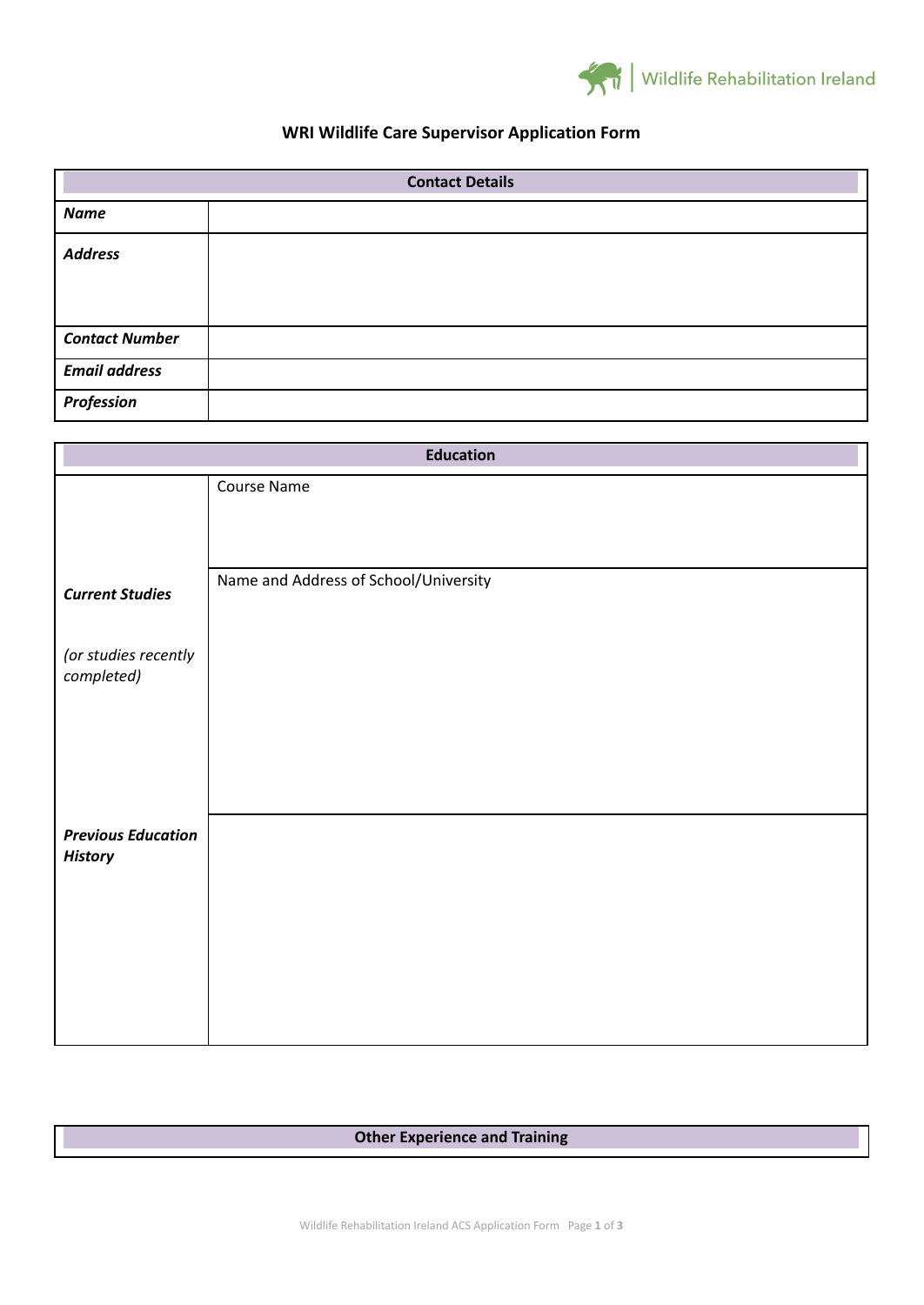Wildlife Rehabilitation Ireland

# WRI Wildlife Care Supervisor Application Form

| Contact Details | |
|---|---|
| ***Name*** | |
| ***Address*** | |
| ***Contact Number*** | |
| ***Email address*** | |
| ***Profession*** | |

| Education | |
|---|---|
| ***Current Studies*** *(or studies recently completed)* | Course Name |
| | Name and Address of School/University |
| ***Previous Education History*** | |

| Other Experience and Training |
|---|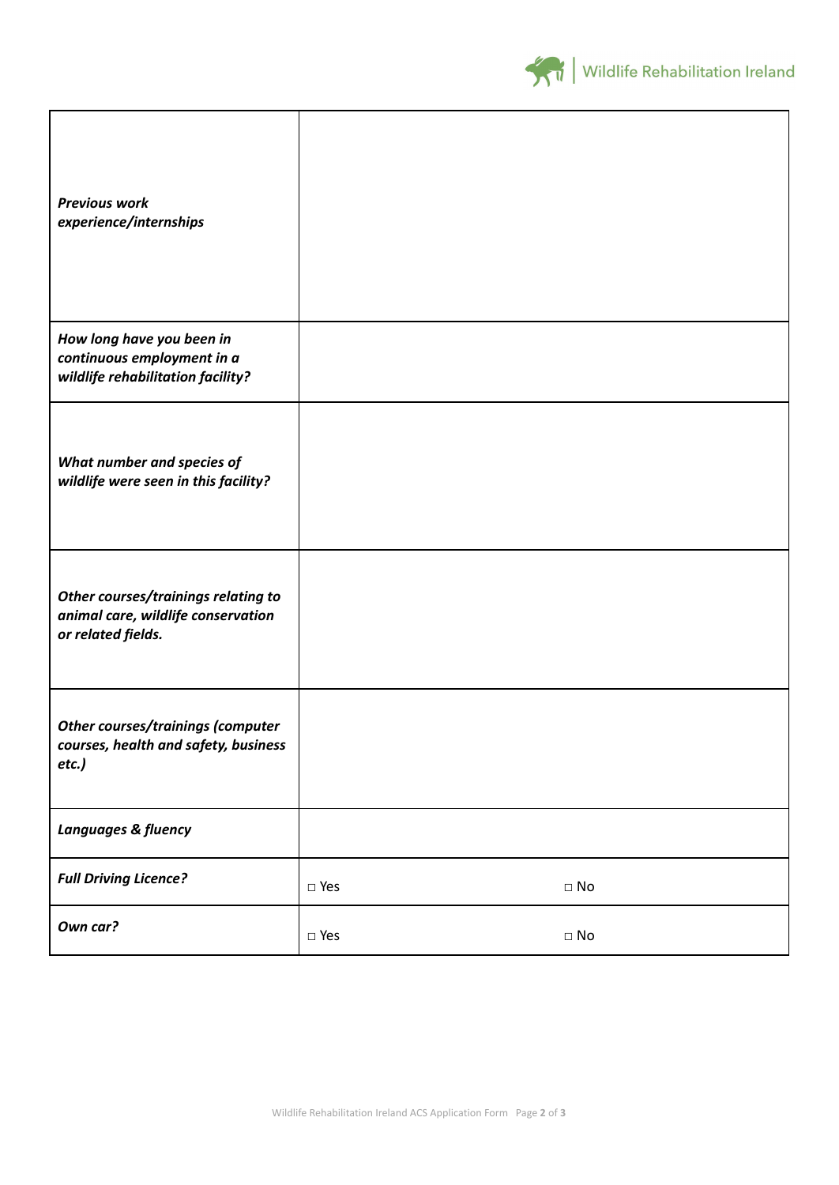| | | |
|---|---|---|
| ***Previous work experience/internships*** | | |
| ***How long have you been in continuous employment in a wildlife rehabilitation facility?*** | | |
| ***What number and species of wildlife were seen in this facility?*** | | |
| ***Other courses/trainings relating to animal care, wildlife conservation or related fields.*** | | |
| ***Other courses/trainings (computer courses, health and safety, business etc.)*** | | |
| ***Languages & fluency*** | | |
| ***Full Driving Licence?*** | □ Yes | □ No |
| ***Own car?*** | □ Yes | □ No |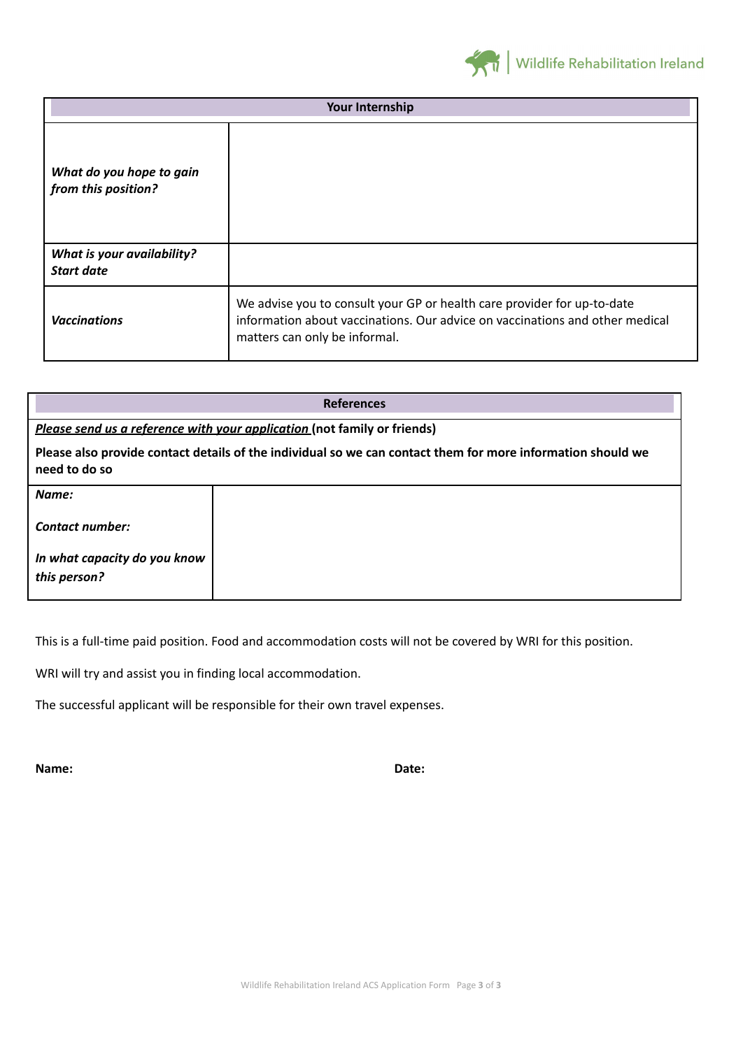| Your Internship | |
|---|---|
| ***What do you hope to gain from this position?*** | |
| ***What is your availability? Start date*** | |
| ***Vaccinations*** | We advise you to consult your GP or health care provider for up-to-date information about vaccinations. Our advice on vaccinations and other medical matters can only be informal. |

| References | |
|---|---|
| ***Please send us a reference with your application*** **(not family or friends)** | |
| **Please also provide contact details of the individual so we can contact them for more information should we need to do so** | |
| ***Name:***<br><br>***Contact number:***<br><br>***In what capacity do you know this person?*** | |

This is a full-time paid position. Food and accommodation costs will not be covered by WRI for this position.

WRI will try and assist you in finding local accommodation.

The successful applicant will be responsible for their own travel expenses.

**Name:** **Date:**